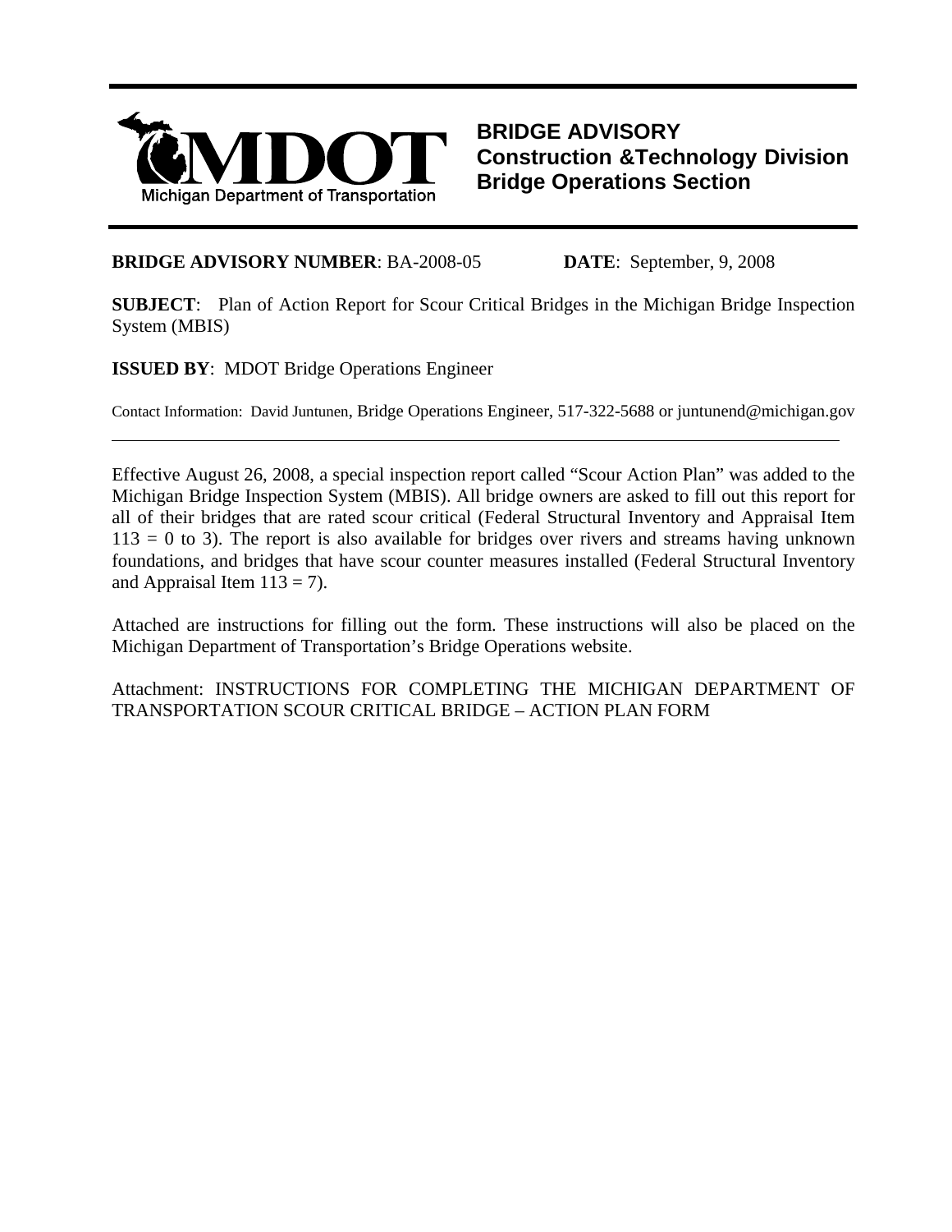MDOT
Michigan Department of Transportation

# BRIDGE ADVISORY
## Construction &Technology Division
## Bridge Operations Section

**BRIDGE ADVISORY NUMBER**: BA-2008-05 **DATE**: September, 9, 2008

**SUBJECT**: Plan of Action Report for Scour Critical Bridges in the Michigan Bridge Inspection System (MBIS)

**ISSUED BY**: MDOT Bridge Operations Engineer

Contact Information: David Juntunen, Bridge Operations Engineer, 517-322-5688 or juntunend@michigan.gov

---

Effective August 26, 2008, a special inspection report called "Scour Action Plan" was added to the Michigan Bridge Inspection System (MBIS). All bridge owners are asked to fill out this report for all of their bridges that are rated scour critical (Federal Structural Inventory and Appraisal Item 113 = 0 to 3). The report is also available for bridges over rivers and streams having unknown foundations, and bridges that have scour counter measures installed (Federal Structural Inventory and Appraisal Item 113 = 7).

Attached are instructions for filling out the form. These instructions will also be placed on the Michigan Department of Transportation's Bridge Operations website.

Attachment: INSTRUCTIONS FOR COMPLETING THE MICHIGAN DEPARTMENT OF TRANSPORTATION SCOUR CRITICAL BRIDGE – ACTION PLAN FORM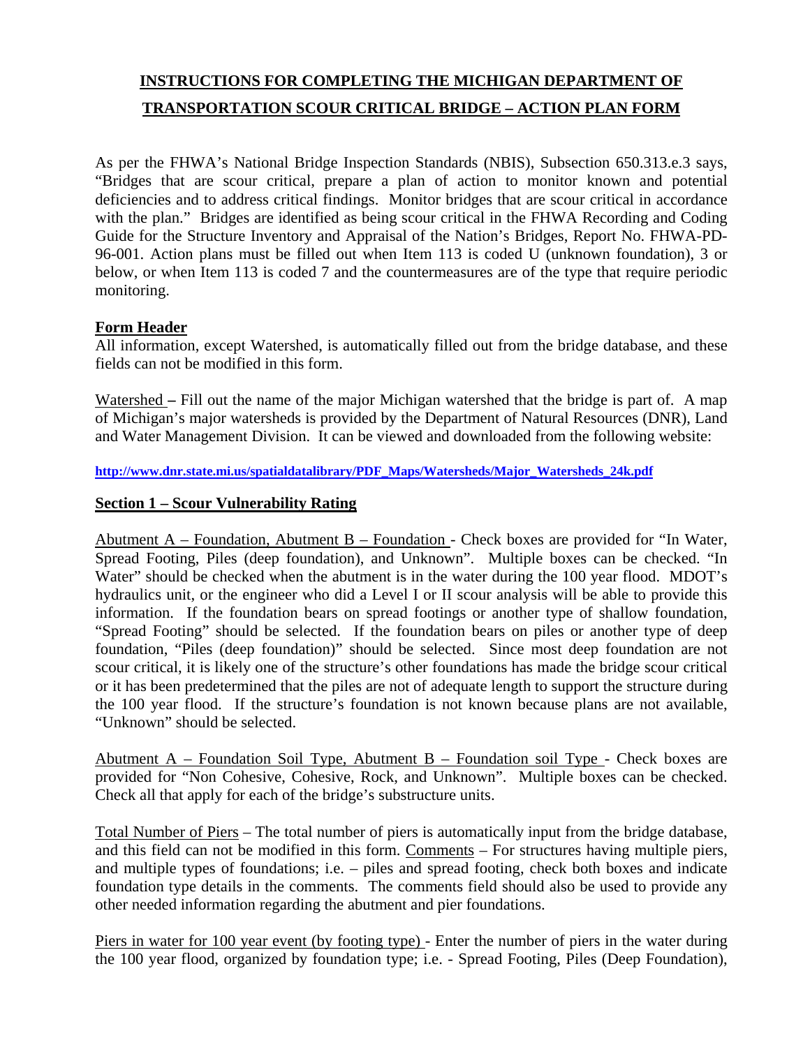## INSTRUCTIONS FOR COMPLETING THE MICHIGAN DEPARTMENT OF TRANSPORTATION SCOUR CRITICAL BRIDGE – ACTION PLAN FORM

As per the FHWA's National Bridge Inspection Standards (NBIS), Subsection 650.313.e.3 says, "Bridges that are scour critical, prepare a plan of action to monitor known and potential deficiencies and to address critical findings. Monitor bridges that are scour critical in accordance with the plan." Bridges are identified as being scour critical in the FHWA Recording and Coding Guide for the Structure Inventory and Appraisal of the Nation's Bridges, Report No. FHWA-PD-96-001. Action plans must be filled out when Item 113 is coded U (unknown foundation), 3 or below, or when Item 113 is coded 7 and the countermeasures are of the type that require periodic monitoring.

### Form Header

All information, except Watershed, is automatically filled out from the bridge database, and these fields can not be modified in this form.

Watershed – Fill out the name of the major Michigan watershed that the bridge is part of. A map of Michigan's major watersheds is provided by the Department of Natural Resources (DNR), Land and Water Management Division. It can be viewed and downloaded from the following website:

http://www.dnr.state.mi.us/spatialdatalibrary/PDF_Maps/Watersheds/Major_Watersheds_24k.pdf

### Section 1 – Scour Vulnerability Rating

Abutment A – Foundation, Abutment B – Foundation - Check boxes are provided for "In Water, Spread Footing, Piles (deep foundation), and Unknown". Multiple boxes can be checked. "In Water" should be checked when the abutment is in the water during the 100 year flood. MDOT's hydraulics unit, or the engineer who did a Level I or II scour analysis will be able to provide this information. If the foundation bears on spread footings or another type of shallow foundation, "Spread Footing" should be selected. If the foundation bears on piles or another type of deep foundation, "Piles (deep foundation)" should be selected. Since most deep foundation are not scour critical, it is likely one of the structure's other foundations has made the bridge scour critical or it has been predetermined that the piles are not of adequate length to support the structure during the 100 year flood. If the structure's foundation is not known because plans are not available, "Unknown" should be selected.

Abutment A – Foundation Soil Type, Abutment B – Foundation soil Type - Check boxes are provided for "Non Cohesive, Cohesive, Rock, and Unknown". Multiple boxes can be checked. Check all that apply for each of the bridge's substructure units.

Total Number of Piers – The total number of piers is automatically input from the bridge database, and this field can not be modified in this form. Comments – For structures having multiple piers, and multiple types of foundations; i.e. – piles and spread footing, check both boxes and indicate foundation type details in the comments. The comments field should also be used to provide any other needed information regarding the abutment and pier foundations.

Piers in water for 100 year event (by footing type) - Enter the number of piers in the water during the 100 year flood, organized by foundation type; i.e. - Spread Footing, Piles (Deep Foundation),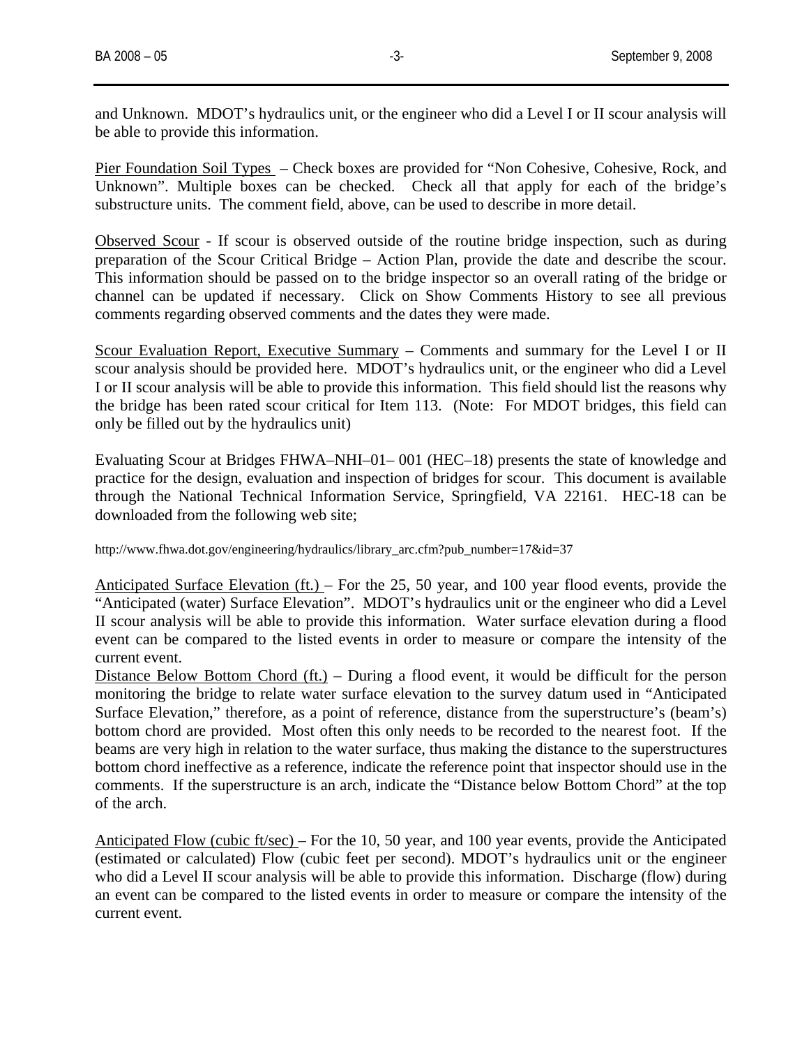and Unknown. MDOT's hydraulics unit, or the engineer who did a Level I or II scour analysis will be able to provide this information.

Pier Foundation Soil Types – Check boxes are provided for "Non Cohesive, Cohesive, Rock, and Unknown". Multiple boxes can be checked. Check all that apply for each of the bridge's substructure units. The comment field, above, can be used to describe in more detail.

Observed Scour - If scour is observed outside of the routine bridge inspection, such as during preparation of the Scour Critical Bridge – Action Plan, provide the date and describe the scour. This information should be passed on to the bridge inspector so an overall rating of the bridge or channel can be updated if necessary. Click on Show Comments History to see all previous comments regarding observed comments and the dates they were made.

Scour Evaluation Report, Executive Summary – Comments and summary for the Level I or II scour analysis should be provided here. MDOT's hydraulics unit, or the engineer who did a Level I or II scour analysis will be able to provide this information. This field should list the reasons why the bridge has been rated scour critical for Item 113. (Note: For MDOT bridges, this field can only be filled out by the hydraulics unit)

Evaluating Scour at Bridges FHWA–NHI–01– 001 (HEC–18) presents the state of knowledge and practice for the design, evaluation and inspection of bridges for scour. This document is available through the National Technical Information Service, Springfield, VA 22161. HEC-18 can be downloaded from the following web site;

http://www.fhwa.dot.gov/engineering/hydraulics/library_arc.cfm?pub_number=17&id=37

Anticipated Surface Elevation (ft.) – For the 25, 50 year, and 100 year flood events, provide the "Anticipated (water) Surface Elevation". MDOT's hydraulics unit or the engineer who did a Level II scour analysis will be able to provide this information. Water surface elevation during a flood event can be compared to the listed events in order to measure or compare the intensity of the current event.

Distance Below Bottom Chord (ft.) – During a flood event, it would be difficult for the person monitoring the bridge to relate water surface elevation to the survey datum used in "Anticipated Surface Elevation," therefore, as a point of reference, distance from the superstructure's (beam's) bottom chord are provided. Most often this only needs to be recorded to the nearest foot. If the beams are very high in relation to the water surface, thus making the distance to the superstructures bottom chord ineffective as a reference, indicate the reference point that inspector should use in the comments. If the superstructure is an arch, indicate the "Distance below Bottom Chord" at the top of the arch.

Anticipated Flow (cubic ft/sec) – For the 10, 50 year, and 100 year events, provide the Anticipated (estimated or calculated) Flow (cubic feet per second). MDOT's hydraulics unit or the engineer who did a Level II scour analysis will be able to provide this information. Discharge (flow) during an event can be compared to the listed events in order to measure or compare the intensity of the current event.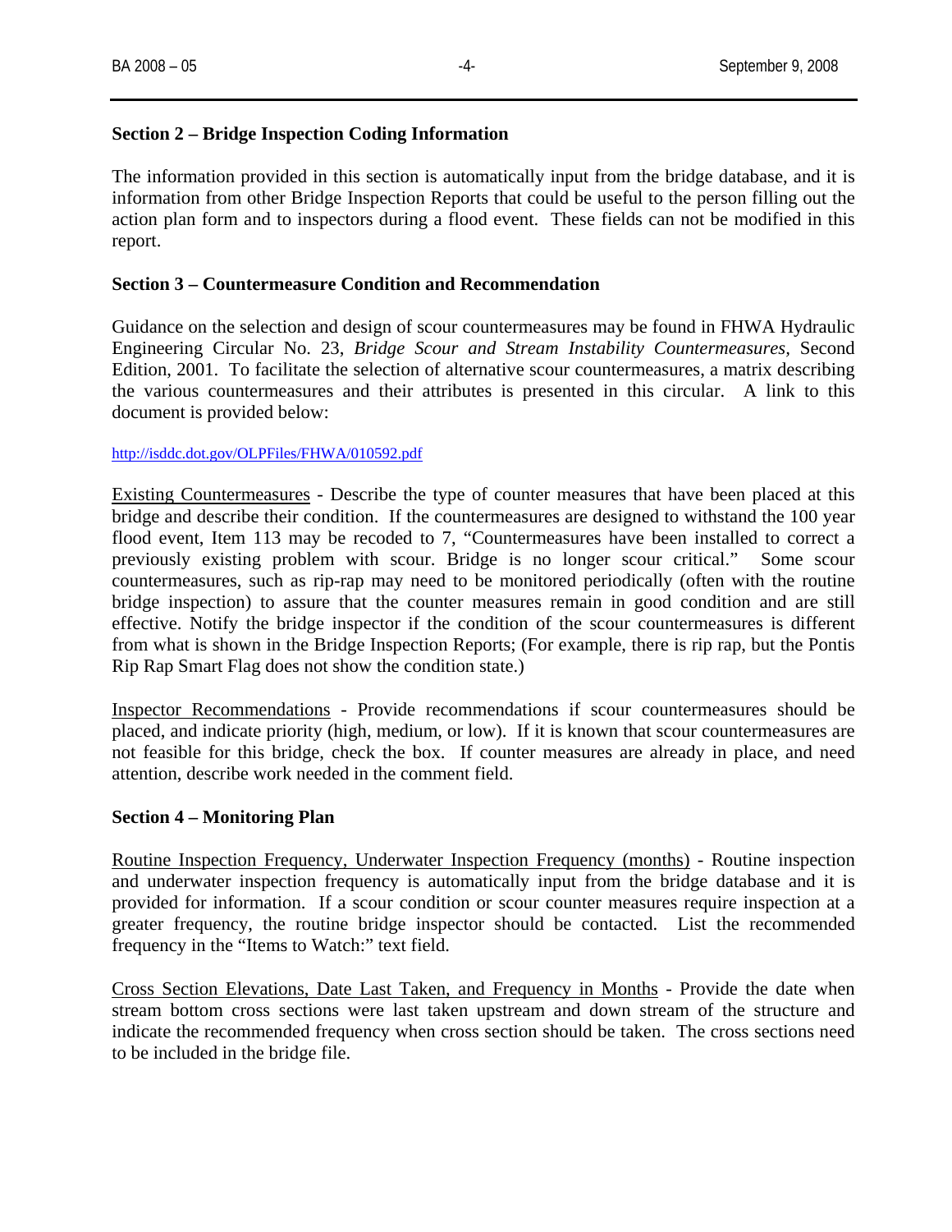## Section 2 – Bridge Inspection Coding Information

The information provided in this section is automatically input from the bridge database, and it is information from other Bridge Inspection Reports that could be useful to the person filling out the action plan form and to inspectors during a flood event. These fields can not be modified in this report.

## Section 3 – Countermeasure Condition and Recommendation

Guidance on the selection and design of scour countermeasures may be found in FHWA Hydraulic Engineering Circular No. 23, *Bridge Scour and Stream Instability Countermeasures*, Second Edition, 2001. To facilitate the selection of alternative scour countermeasures, a matrix describing the various countermeasures and their attributes is presented in this circular. A link to this document is provided below:

http://isddc.dot.gov/OLPFiles/FHWA/010592.pdf

Existing Countermeasures - Describe the type of counter measures that have been placed at this bridge and describe their condition. If the countermeasures are designed to withstand the 100 year flood event, Item 113 may be recoded to 7, "Countermeasures have been installed to correct a previously existing problem with scour. Bridge is no longer scour critical." Some scour countermeasures, such as rip-rap may need to be monitored periodically (often with the routine bridge inspection) to assure that the counter measures remain in good condition and are still effective. Notify the bridge inspector if the condition of the scour countermeasures is different from what is shown in the Bridge Inspection Reports; (For example, there is rip rap, but the Pontis Rip Rap Smart Flag does not show the condition state.)

Inspector Recommendations - Provide recommendations if scour countermeasures should be placed, and indicate priority (high, medium, or low). If it is known that scour countermeasures are not feasible for this bridge, check the box. If counter measures are already in place, and need attention, describe work needed in the comment field.

## Section 4 – Monitoring Plan

Routine Inspection Frequency, Underwater Inspection Frequency (months) - Routine inspection and underwater inspection frequency is automatically input from the bridge database and it is provided for information. If a scour condition or scour counter measures require inspection at a greater frequency, the routine bridge inspector should be contacted. List the recommended frequency in the "Items to Watch:" text field.

Cross Section Elevations, Date Last Taken, and Frequency in Months - Provide the date when stream bottom cross sections were last taken upstream and down stream of the structure and indicate the recommended frequency when cross section should be taken. The cross sections need to be included in the bridge file.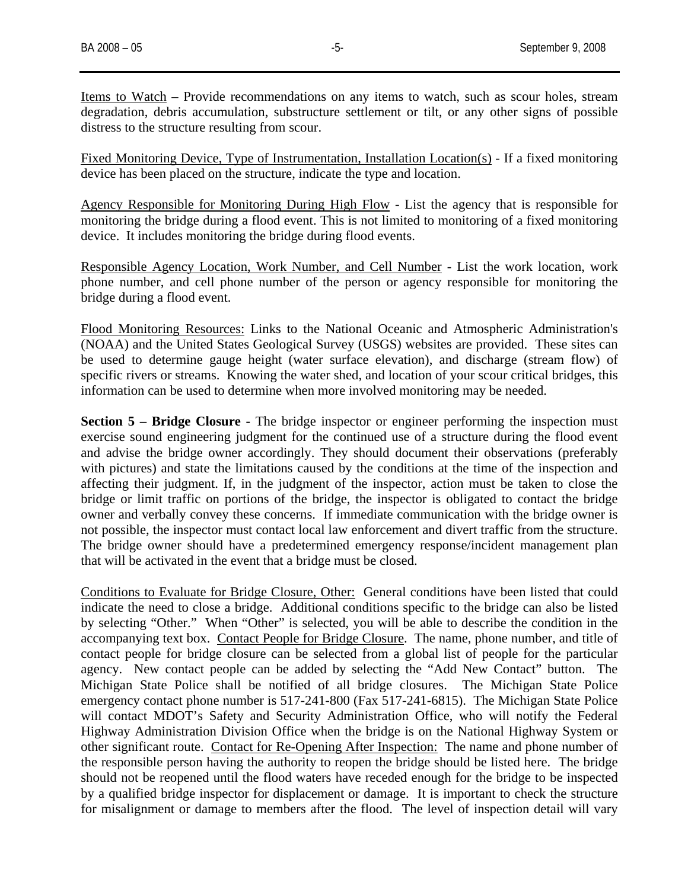<u>Items to Watch</u> – Provide recommendations on any items to watch, such as scour holes, stream degradation, debris accumulation, substructure settlement or tilt, or any other signs of possible distress to the structure resulting from scour.

<u>Fixed Monitoring Device, Type of Instrumentation, Installation Location(s)</u> - If a fixed monitoring device has been placed on the structure, indicate the type and location.

<u>Agency Responsible for Monitoring During High Flow</u> - List the agency that is responsible for monitoring the bridge during a flood event. This is not limited to monitoring of a fixed monitoring device. It includes monitoring the bridge during flood events.

<u>Responsible Agency Location, Work Number, and Cell Number</u> - List the work location, work phone number, and cell phone number of the person or agency responsible for monitoring the bridge during a flood event.

<u>Flood Monitoring Resources:</u> Links to the National Oceanic and Atmospheric Administration's (NOAA) and the United States Geological Survey (USGS) websites are provided. These sites can be used to determine gauge height (water surface elevation), and discharge (stream flow) of specific rivers or streams. Knowing the water shed, and location of your scour critical bridges, this information can be used to determine when more involved monitoring may be needed.

**Section 5 – Bridge Closure -** The bridge inspector or engineer performing the inspection must exercise sound engineering judgment for the continued use of a structure during the flood event and advise the bridge owner accordingly. They should document their observations (preferably with pictures) and state the limitations caused by the conditions at the time of the inspection and affecting their judgment. If, in the judgment of the inspector, action must be taken to close the bridge or limit traffic on portions of the bridge, the inspector is obligated to contact the bridge owner and verbally convey these concerns. If immediate communication with the bridge owner is not possible, the inspector must contact local law enforcement and divert traffic from the structure. The bridge owner should have a predetermined emergency response/incident management plan that will be activated in the event that a bridge must be closed.

<u>Conditions to Evaluate for Bridge Closure, Other:</u> General conditions have been listed that could indicate the need to close a bridge. Additional conditions specific to the bridge can also be listed by selecting "Other." When "Other" is selected, you will be able to describe the condition in the accompanying text box. <u>Contact People for Bridge Closure</u>. The name, phone number, and title of contact people for bridge closure can be selected from a global list of people for the particular agency. New contact people can be added by selecting the "Add New Contact" button. The Michigan State Police shall be notified of all bridge closures. The Michigan State Police emergency contact phone number is 517-241-800 (Fax 517-241-6815). The Michigan State Police will contact MDOT's Safety and Security Administration Office, who will notify the Federal Highway Administration Division Office when the bridge is on the National Highway System or other significant route. <u>Contact for Re-Opening After Inspection:</u> The name and phone number of the responsible person having the authority to reopen the bridge should be listed here. The bridge should not be reopened until the flood waters have receded enough for the bridge to be inspected by a qualified bridge inspector for displacement or damage. It is important to check the structure for misalignment or damage to members after the flood. The level of inspection detail will vary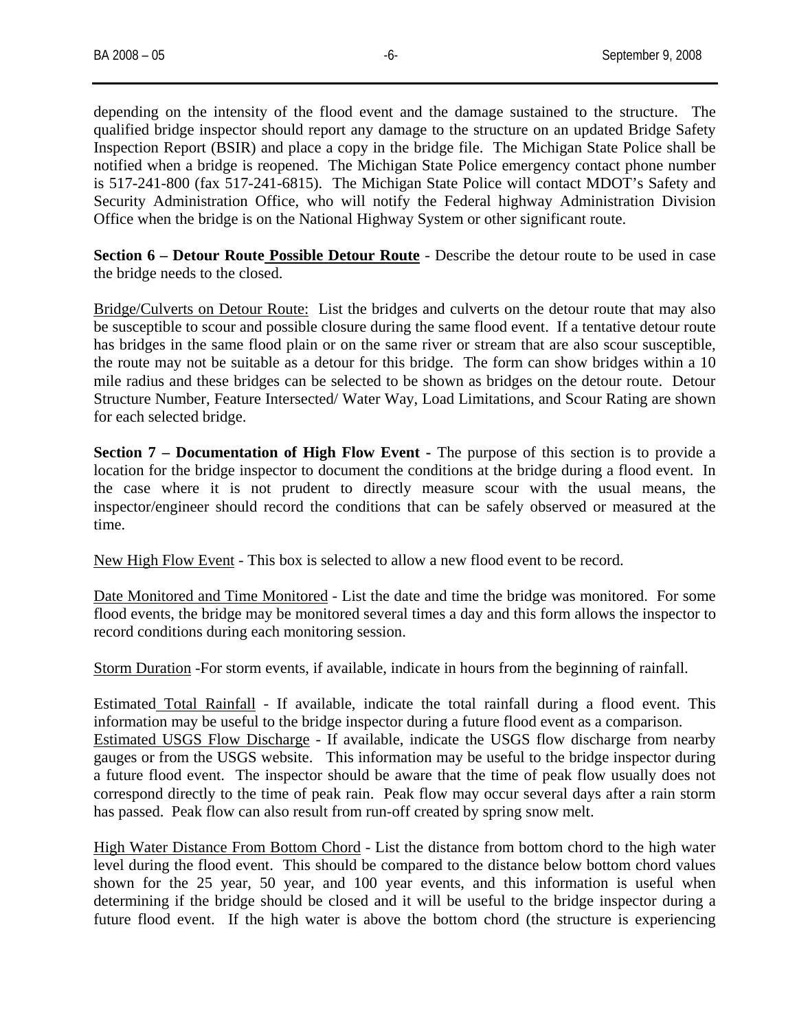depending on the intensity of the flood event and the damage sustained to the structure. The qualified bridge inspector should report any damage to the structure on an updated Bridge Safety Inspection Report (BSIR) and place a copy in the bridge file. The Michigan State Police shall be notified when a bridge is reopened. The Michigan State Police emergency contact phone number is 517-241-800 (fax 517-241-6815). The Michigan State Police will contact MDOT's Safety and Security Administration Office, who will notify the Federal highway Administration Division Office when the bridge is on the National Highway System or other significant route.

**Section 6 – Detour Route <u>Possible Detour Route</u>** - Describe the detour route to be used in case the bridge needs to the closed.

<u>Bridge/Culverts on Detour Route:</u> List the bridges and culverts on the detour route that may also be susceptible to scour and possible closure during the same flood event. If a tentative detour route has bridges in the same flood plain or on the same river or stream that are also scour susceptible, the route may not be suitable as a detour for this bridge. The form can show bridges within a 10 mile radius and these bridges can be selected to be shown as bridges on the detour route. Detour Structure Number, Feature Intersected/ Water Way, Load Limitations, and Scour Rating are shown for each selected bridge.

**Section 7 – Documentation of High Flow Event -** The purpose of this section is to provide a location for the bridge inspector to document the conditions at the bridge during a flood event. In the case where it is not prudent to directly measure scour with the usual means, the inspector/engineer should record the conditions that can be safely observed or measured at the time.

<u>New High Flow Event</u> - This box is selected to allow a new flood event to be record.

<u>Date Monitored and Time Monitored</u> - List the date and time the bridge was monitored. For some flood events, the bridge may be monitored several times a day and this form allows the inspector to record conditions during each monitoring session.

<u>Storm Duration</u> -For storm events, if available, indicate in hours from the beginning of rainfall.

Estimated <u>Total Rainfall</u> - If available, indicate the total rainfall during a flood event. This information may be useful to the bridge inspector during a future flood event as a comparison.
<u>Estimated USGS Flow Discharge</u> - If available, indicate the USGS flow discharge from nearby gauges or from the USGS website. This information may be useful to the bridge inspector during a future flood event. The inspector should be aware that the time of peak flow usually does not correspond directly to the time of peak rain. Peak flow may occur several days after a rain storm has passed. Peak flow can also result from run-off created by spring snow melt.

<u>High Water Distance From Bottom Chord</u> - List the distance from bottom chord to the high water level during the flood event. This should be compared to the distance below bottom chord values shown for the 25 year, 50 year, and 100 year events, and this information is useful when determining if the bridge should be closed and it will be useful to the bridge inspector during a future flood event. If the high water is above the bottom chord (the structure is experiencing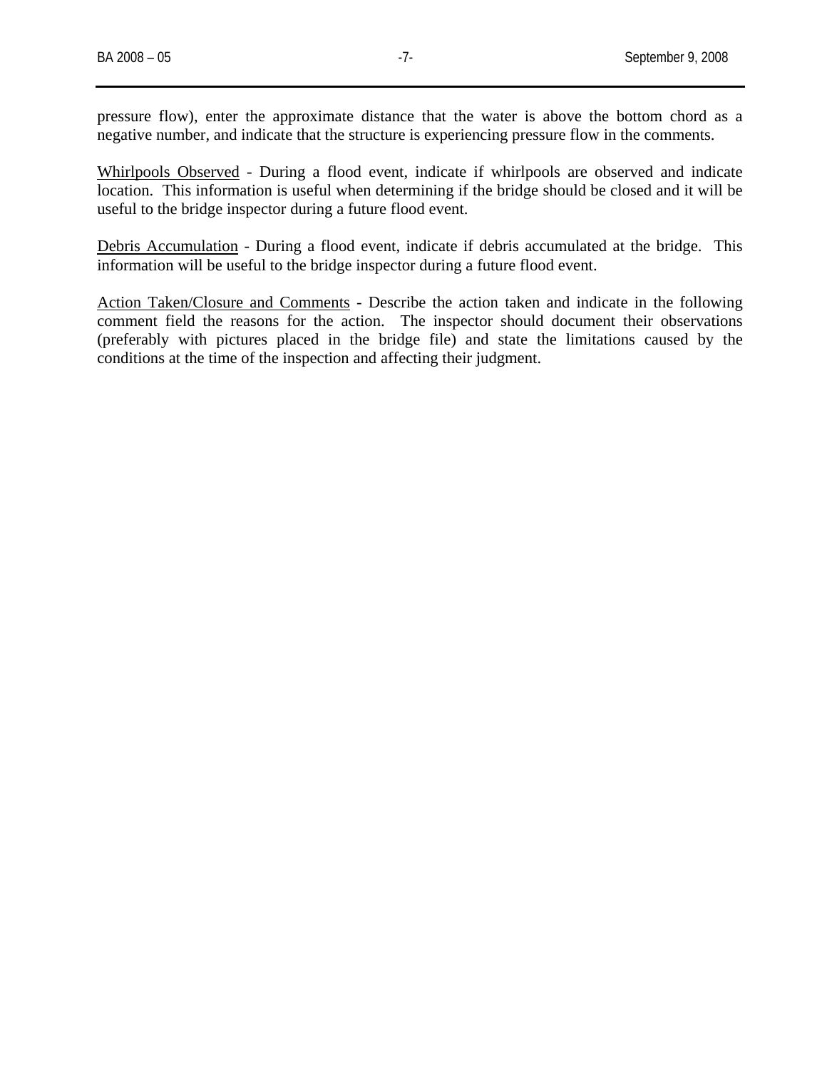pressure flow), enter the approximate distance that the water is above the bottom chord as a negative number, and indicate that the structure is experiencing pressure flow in the comments.

<u>Whirlpools Observed</u> - During a flood event, indicate if whirlpools are observed and indicate location. This information is useful when determining if the bridge should be closed and it will be useful to the bridge inspector during a future flood event.

<u>Debris Accumulation</u> - During a flood event, indicate if debris accumulated at the bridge. This information will be useful to the bridge inspector during a future flood event.

<u>Action Taken/Closure and Comments</u> - Describe the action taken and indicate in the following comment field the reasons for the action. The inspector should document their observations (preferably with pictures placed in the bridge file) and state the limitations caused by the conditions at the time of the inspection and affecting their judgment.